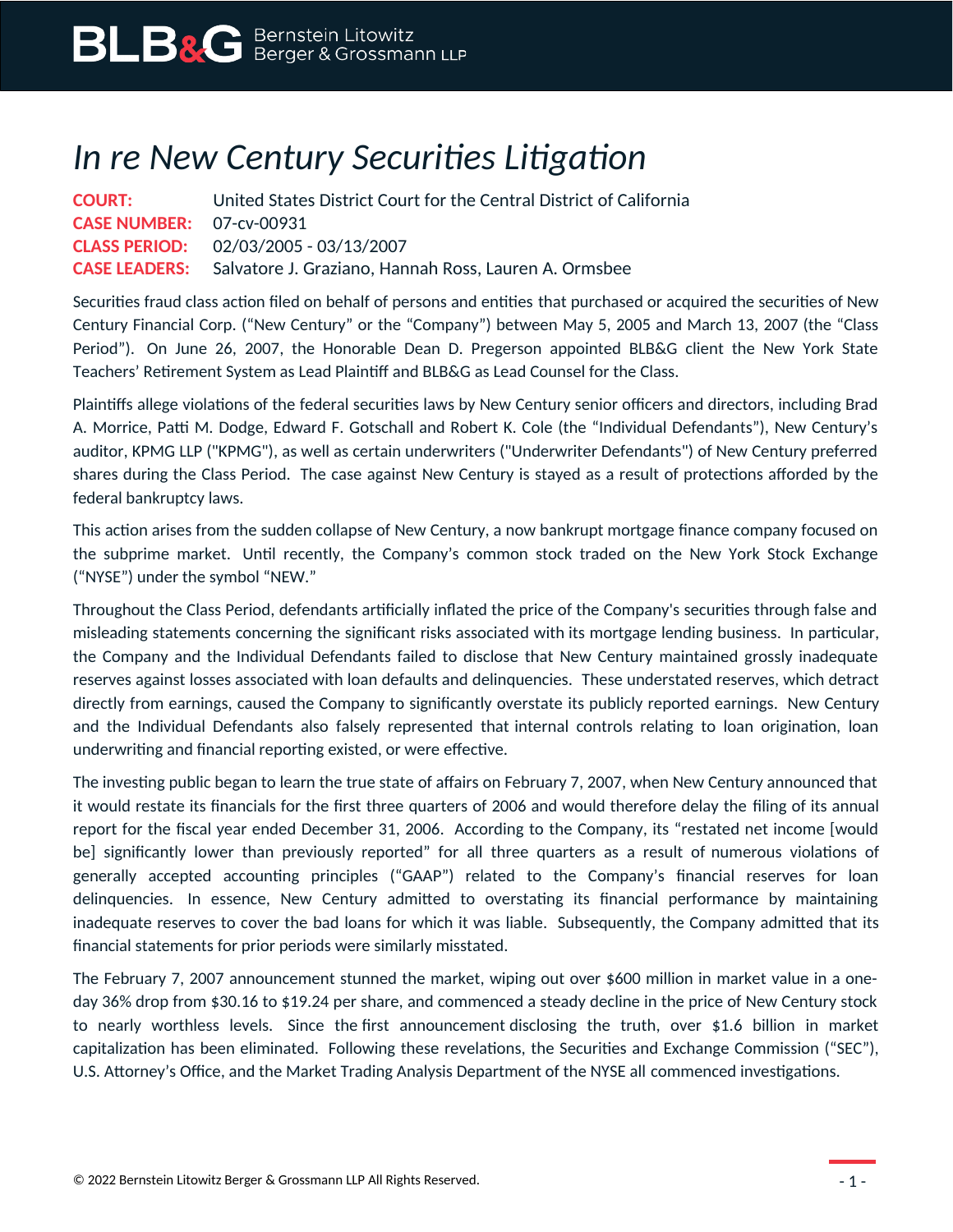# *In re New Century Securities Litigation*

**COURT:** United States District Court for the Central District of California
**CASE NUMBER:** 07-cv-00931
**CLASS PERIOD:** 02/03/2005 - 03/13/2007
**CASE LEADERS:** Salvatore J. Graziano, Hannah Ross, Lauren A. Ormsbee

Securities fraud class action filed on behalf of persons and entities that purchased or acquired the securities of New Century Financial Corp. ("New Century" or the "Company") between May 5, 2005 and March 13, 2007 (the "Class Period"). On June 26, 2007, the Honorable Dean D. Pregerson appointed BLB&G client the New York State Teachers' Retirement System as Lead Plaintiff and BLB&G as Lead Counsel for the Class.

Plaintiffs allege violations of the federal securities laws by New Century senior officers and directors, including Brad A. Morrice, Patti M. Dodge, Edward F. Gotschall and Robert K. Cole (the "Individual Defendants"), New Century's auditor, KPMG LLP ("KPMG"), as well as certain underwriters ("Underwriter Defendants") of New Century preferred shares during the Class Period. The case against New Century is stayed as a result of protections afforded by the federal bankruptcy laws.

This action arises from the sudden collapse of New Century, a now bankrupt mortgage finance company focused on the subprime market. Until recently, the Company's common stock traded on the New York Stock Exchange ("NYSE") under the symbol "NEW."

Throughout the Class Period, defendants artificially inflated the price of the Company's securities through false and misleading statements concerning the significant risks associated with its mortgage lending business. In particular, the Company and the Individual Defendants failed to disclose that New Century maintained grossly inadequate reserves against losses associated with loan defaults and delinquencies. These understated reserves, which detract directly from earnings, caused the Company to significantly overstate its publicly reported earnings. New Century and the Individual Defendants also falsely represented that internal controls relating to loan origination, loan underwriting and financial reporting existed, or were effective.

The investing public began to learn the true state of affairs on February 7, 2007, when New Century announced that it would restate its financials for the first three quarters of 2006 and would therefore delay the filing of its annual report for the fiscal year ended December 31, 2006. According to the Company, its "restated net income [would be] significantly lower than previously reported" for all three quarters as a result of numerous violations of generally accepted accounting principles ("GAAP") related to the Company's financial reserves for loan delinquencies. In essence, New Century admitted to overstating its financial performance by maintaining inadequate reserves to cover the bad loans for which it was liable. Subsequently, the Company admitted that its financial statements for prior periods were similarly misstated.

The February 7, 2007 announcement stunned the market, wiping out over $600 million in market value in a one-day 36% drop from $30.16 to $19.24 per share, and commenced a steady decline in the price of New Century stock to nearly worthless levels. Since the first announcement disclosing the truth, over $1.6 billion in market capitalization has been eliminated. Following these revelations, the Securities and Exchange Commission ("SEC"), U.S. Attorney's Office, and the Market Trading Analysis Department of the NYSE all commenced investigations.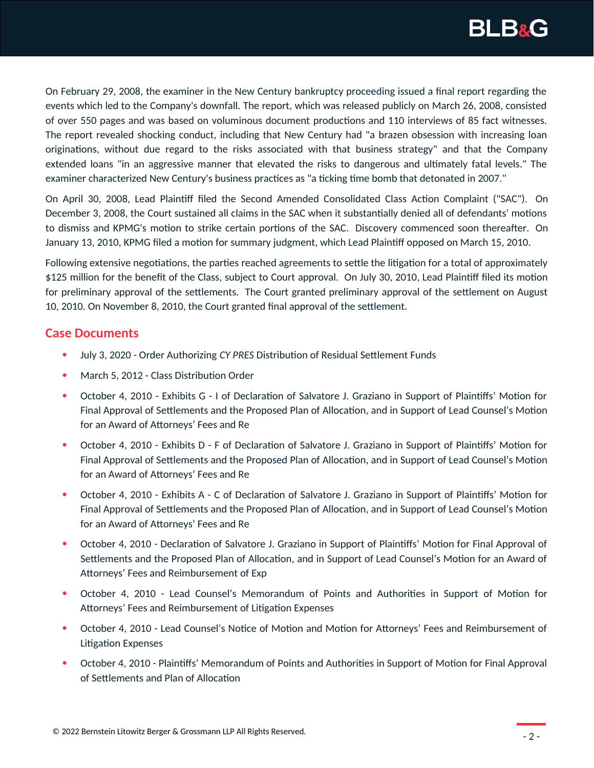On February 29, 2008, the examiner in the New Century bankruptcy proceeding issued a final report regarding the events which led to the Company's downfall. The report, which was released publicly on March 26, 2008, consisted of over 550 pages and was based on voluminous document productions and 110 interviews of 85 fact witnesses. The report revealed shocking conduct, including that New Century had "a brazen obsession with increasing loan originations, without due regard to the risks associated with that business strategy" and that the Company extended loans "in an aggressive manner that elevated the risks to dangerous and ultimately fatal levels." The examiner characterized New Century's business practices as "a ticking time bomb that detonated in 2007."

On April 30, 2008, Lead Plaintiff filed the Second Amended Consolidated Class Action Complaint ("SAC"). On December 3, 2008, the Court sustained all claims in the SAC when it substantially denied all of defendants' motions to dismiss and KPMG's motion to strike certain portions of the SAC. Discovery commenced soon thereafter. On January 13, 2010, KPMG filed a motion for summary judgment, which Lead Plaintiff opposed on March 15, 2010.

Following extensive negotiations, the parties reached agreements to settle the litigation for a total of approximately $125 million for the benefit of the Class, subject to Court approval. On July 30, 2010, Lead Plaintiff filed its motion for preliminary approval of the settlements. The Court granted preliminary approval of the settlement on August 10, 2010. On November 8, 2010, the Court granted final approval of the settlement.

## Case Documents

- July 3, 2020 - Order Authorizing *CY PRES* Distribution of Residual Settlement Funds
- March 5, 2012 - Class Distribution Order
- October 4, 2010 - Exhibits G - I of Declaration of Salvatore J. Graziano in Support of Plaintiffs' Motion for Final Approval of Settlements and the Proposed Plan of Allocation, and in Support of Lead Counsel's Motion for an Award of Attorneys' Fees and Re
- October 4, 2010 - Exhibits D - F of Declaration of Salvatore J. Graziano in Support of Plaintiffs' Motion for Final Approval of Settlements and the Proposed Plan of Allocation, and in Support of Lead Counsel's Motion for an Award of Attorneys' Fees and Re
- October 4, 2010 - Exhibits A - C of Declaration of Salvatore J. Graziano in Support of Plaintiffs' Motion for Final Approval of Settlements and the Proposed Plan of Allocation, and in Support of Lead Counsel's Motion for an Award of Attorneys' Fees and Re
- October 4, 2010 - Declaration of Salvatore J. Graziano in Support of Plaintiffs' Motion for Final Approval of Settlements and the Proposed Plan of Allocation, and in Support of Lead Counsel's Motion for an Award of Attorneys' Fees and Reimbursement of Exp
- October 4, 2010 - Lead Counsel's Memorandum of Points and Authorities in Support of Motion for Attorneys' Fees and Reimbursement of Litigation Expenses
- October 4, 2010 - Lead Counsel's Notice of Motion and Motion for Attorneys' Fees and Reimbursement of Litigation Expenses
- October 4, 2010 - Plaintiffs' Memorandum of Points and Authorities in Support of Motion for Final Approval of Settlements and Plan of Allocation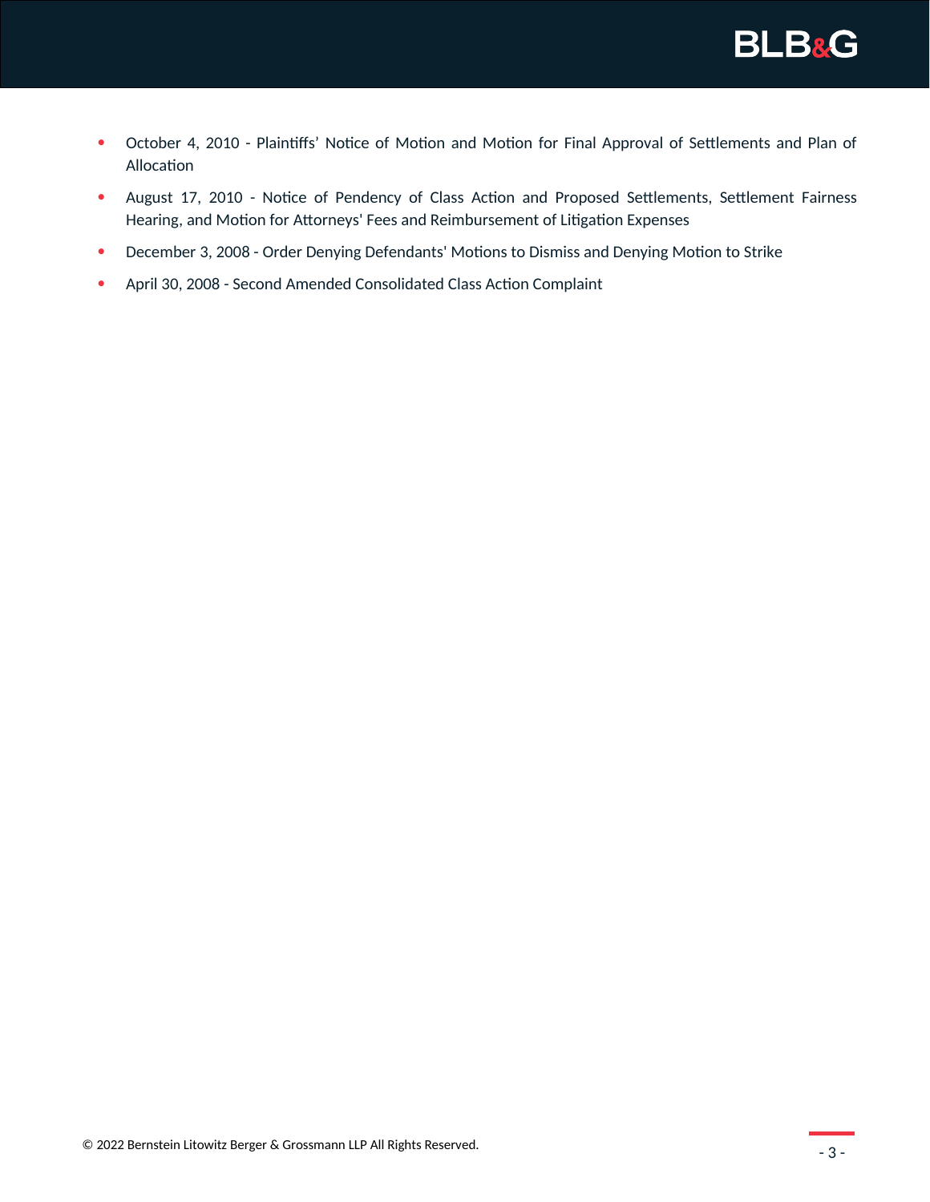- October 4, 2010 - Plaintiffs' Notice of Motion and Motion for Final Approval of Settlements and Plan of Allocation
- August 17, 2010 - Notice of Pendency of Class Action and Proposed Settlements, Settlement Fairness Hearing, and Motion for Attorneys' Fees and Reimbursement of Litigation Expenses
- December 3, 2008 - Order Denying Defendants' Motions to Dismiss and Denying Motion to Strike
- April 30, 2008 - Second Amended Consolidated Class Action Complaint